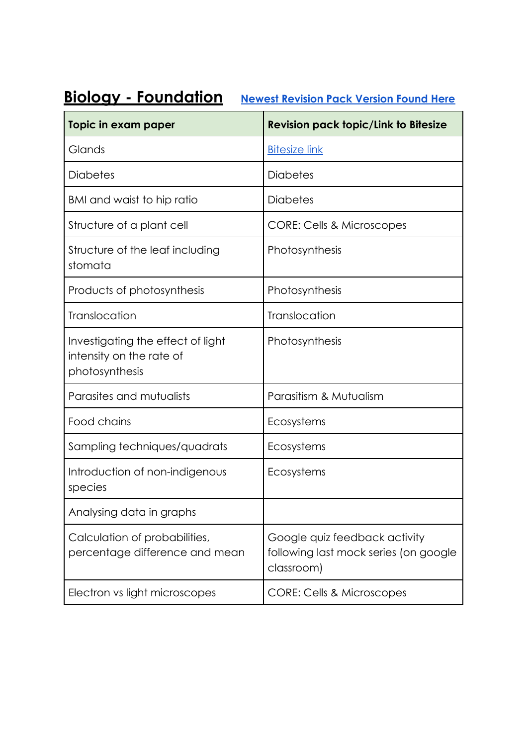# Biology - Foundation

Newest Revision Pack Version Found Here

| Topic in exam paper | Revision pack topic/Link to Bitesize |
| --- | --- |
| Glands | Bitesize link |
| Diabetes | Diabetes |
| BMI and waist to hip ratio | Diabetes |
| Structure of a plant cell | CORE: Cells & Microscopes |
| Structure of the leaf including stomata | Photosynthesis |
| Products of photosynthesis | Photosynthesis |
| Translocation | Translocation |
| Investigating the effect of light intensity on the rate of photosynthesis | Photosynthesis |
| Parasites and mutualists | Parasitism & Mutualism |
| Food chains | Ecosystems |
| Sampling techniques/quadrats | Ecosystems |
| Introduction of non-indigenous species | Ecosystems |
| Analysing data in graphs | |
| Calculation of probabilities, percentage difference and mean | Google quiz feedback activity following last mock series (on google classroom) |
| Electron vs light microscopes | CORE: Cells & Microscopes |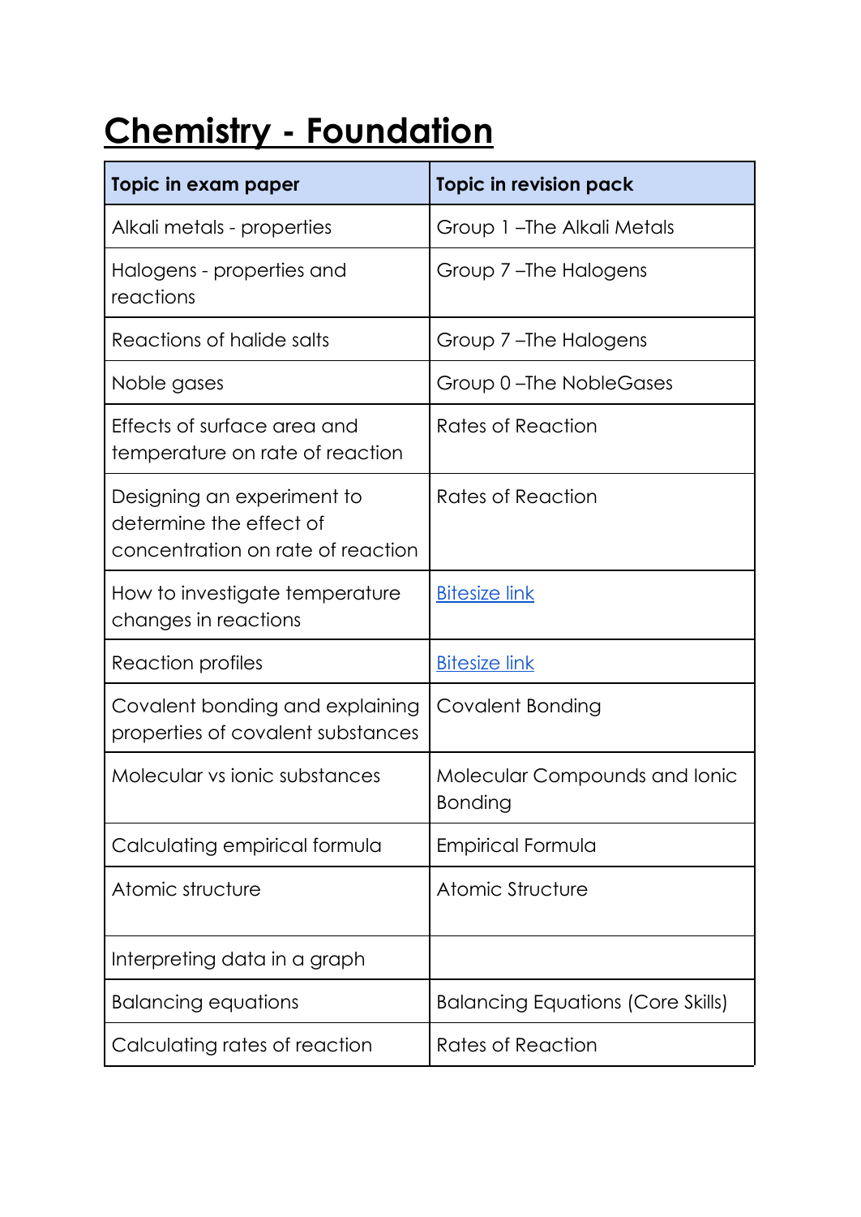# Chemistry - Foundation

| Topic in exam paper | Topic in revision pack |
| --- | --- |
| Alkali metals - properties | Group 1 –The Alkali Metals |
| Halogens - properties and reactions | Group 7 –The Halogens |
| Reactions of halide salts | Group 7 –The Halogens |
| Noble gases | Group 0 –The NobleGases |
| Effects of surface area and temperature on rate of reaction | Rates of Reaction |
| Designing an experiment to determine the effect of concentration on rate of reaction | Rates of Reaction |
| How to investigate temperature changes in reactions | Bitesize link |
| Reaction profiles | Bitesize link |
| Covalent bonding and explaining properties of covalent substances | Covalent Bonding |
| Molecular vs ionic substances | Molecular Compounds and Ionic Bonding |
| Calculating empirical formula | Empirical Formula |
| Atomic structure | Atomic Structure |
| Interpreting data in a graph | |
| Balancing equations | Balancing Equations (Core Skills) |
| Calculating rates of reaction | Rates of Reaction |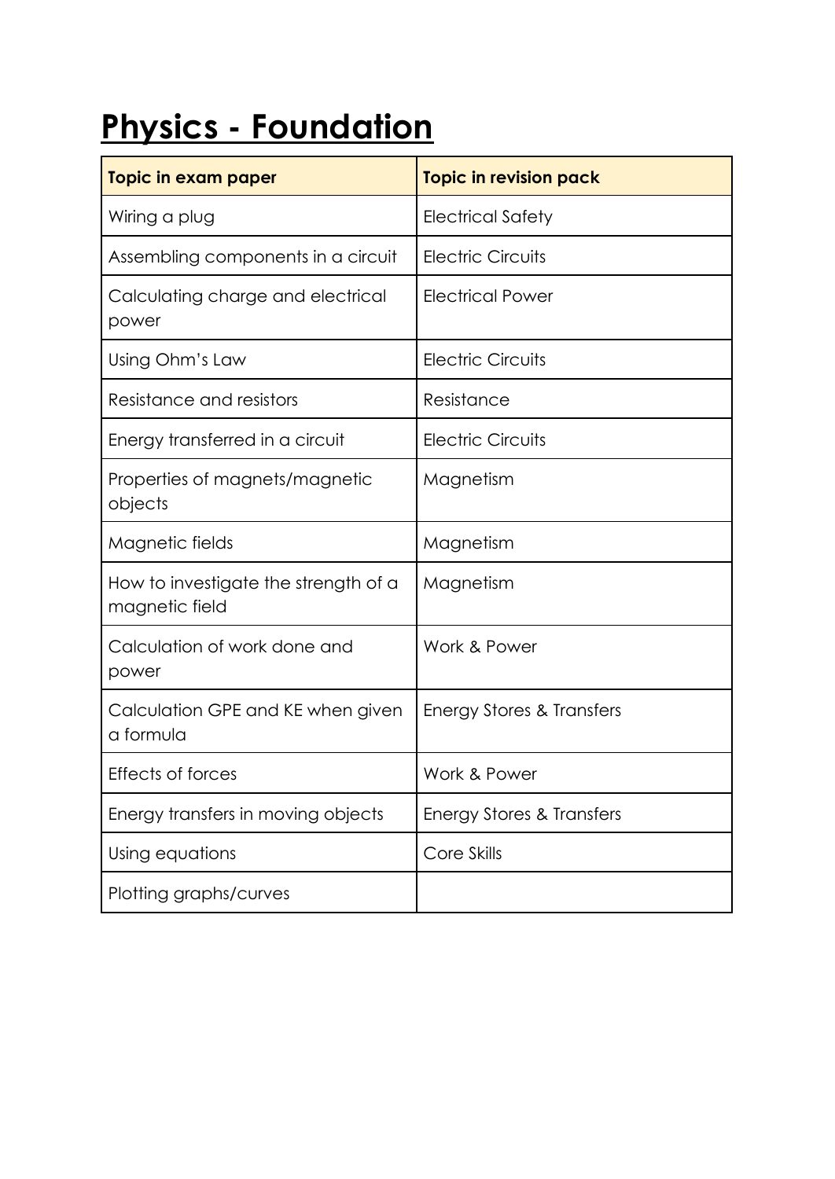# Physics - Foundation

| Topic in exam paper | Topic in revision pack |
| --- | --- |
| Wiring a plug | Electrical Safety |
| Assembling components in a circuit | Electric Circuits |
| Calculating charge and electrical power | Electrical Power |
| Using Ohm's Law | Electric Circuits |
| Resistance and resistors | Resistance |
| Energy transferred in a circuit | Electric Circuits |
| Properties of magnets/magnetic objects | Magnetism |
| Magnetic fields | Magnetism |
| How to investigate the strength of a magnetic field | Magnetism |
| Calculation of work done and power | Work & Power |
| Calculation GPE and KE when given a formula | Energy Stores & Transfers |
| Effects of forces | Work & Power |
| Energy transfers in moving objects | Energy Stores & Transfers |
| Using equations | Core Skills |
| Plotting graphs/curves | |